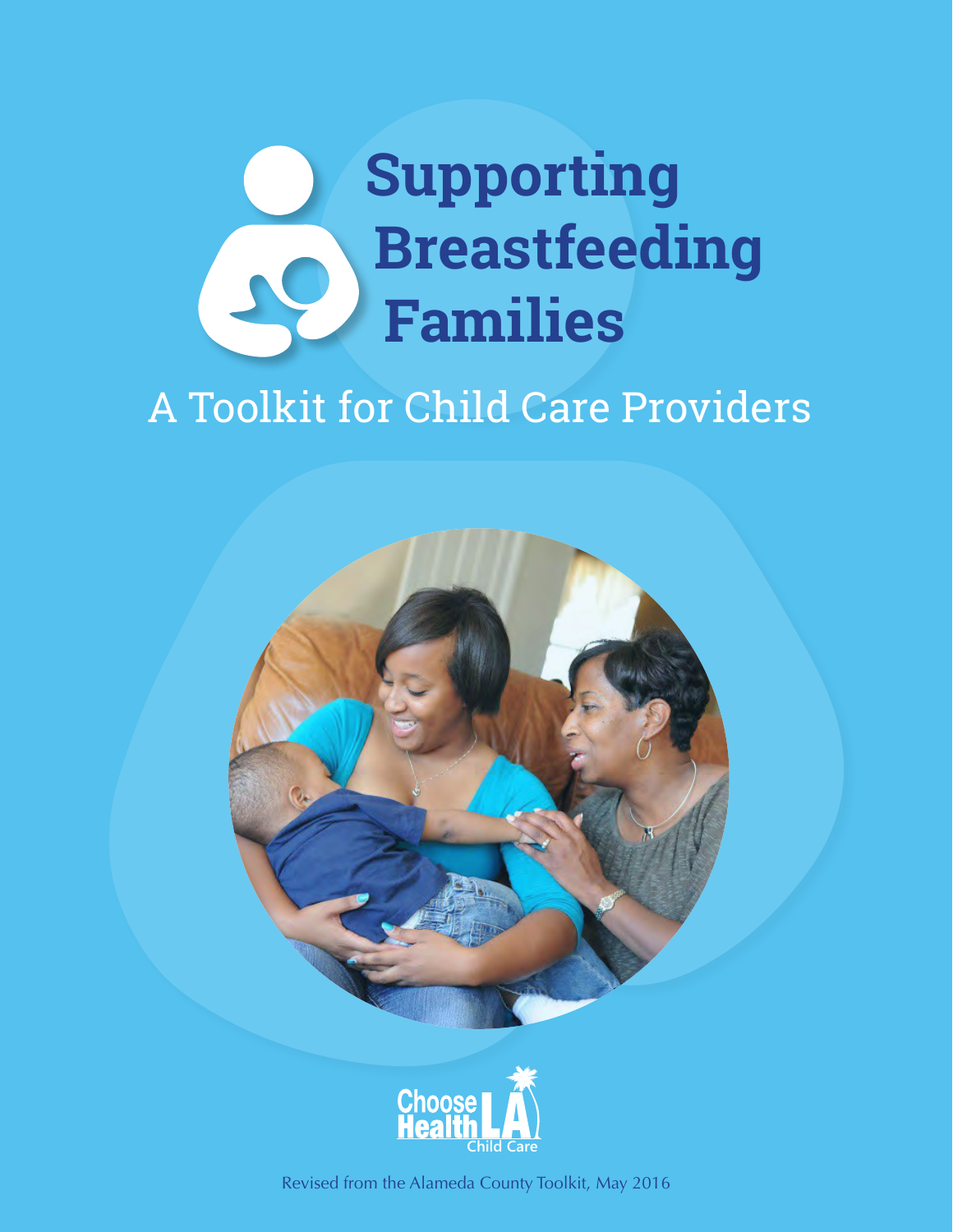# Supporting Breastfeeding Families

## A Toolkit for Child Care Providers

Choose Health LA Child Care

Revised from the Alameda County Toolkit, May 2016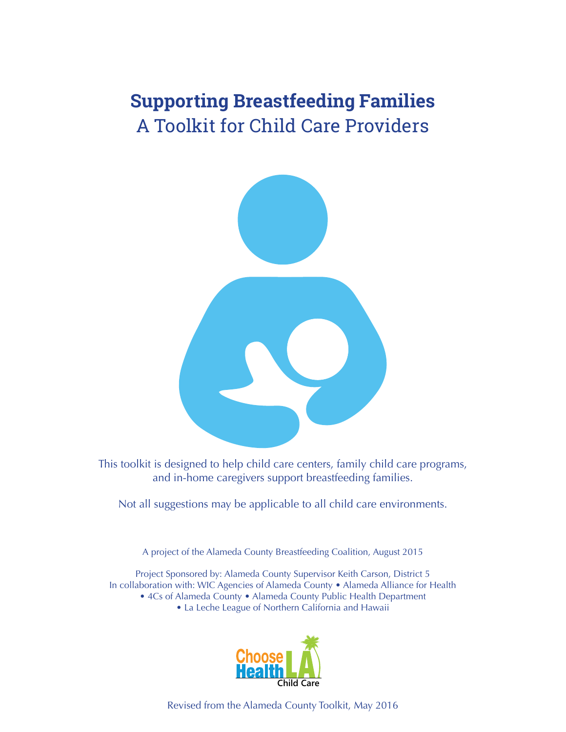# Supporting Breastfeeding Families

## A Toolkit for Child Care Providers

This toolkit is designed to help child care centers, family child care programs, and in-home caregivers support breastfeeding families.

Not all suggestions may be applicable to all child care environments.

A project of the Alameda County Breastfeeding Coalition, August 2015

Project Sponsored by: Alameda County Supervisor Keith Carson, District 5
In collaboration with: WIC Agencies of Alameda County • Alameda Alliance for Health • 4Cs of Alameda County • Alameda County Public Health Department • La Leche League of Northern California and Hawaii

Choose Health LA Child Care

Revised from the Alameda County Toolkit, May 2016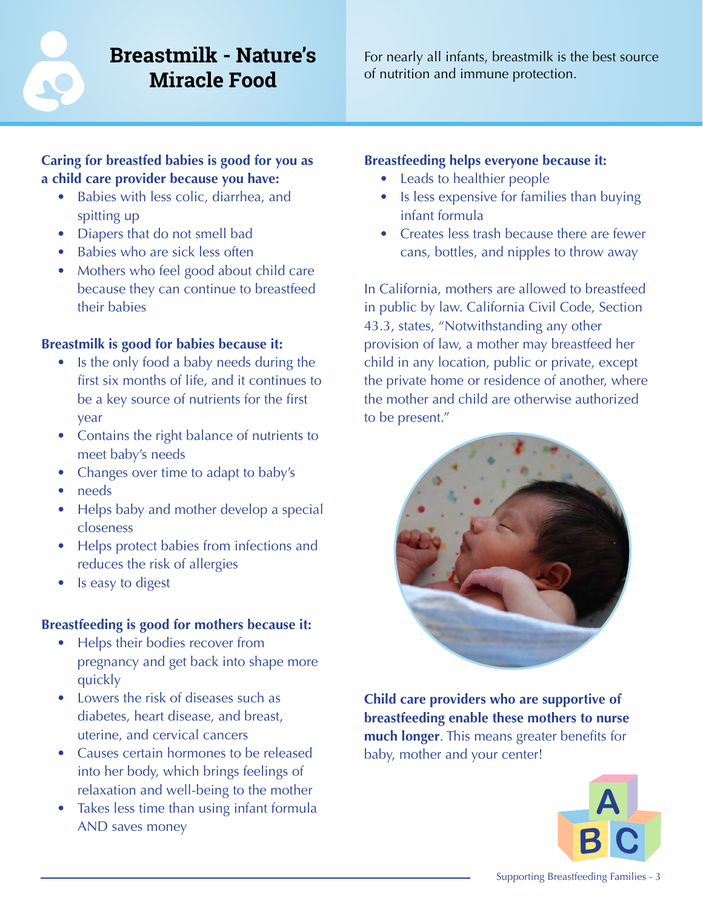# Breastmilk - Nature's Miracle Food

For nearly all infants, breastmilk is the best source of nutrition and immune protection.

**Caring for breastfed babies is good for you as a child care provider because you have:**

- Babies with less colic, diarrhea, and spitting up
- Diapers that do not smell bad
- Babies who are sick less often
- Mothers who feel good about child care because they can continue to breastfeed their babies

**Breastmilk is good for babies because it:**

- Is the only food a baby needs during the first six months of life, and it continues to be a key source of nutrients for the first year
- Contains the right balance of nutrients to meet baby's needs
- Changes over time to adapt to baby's
- needs
- Helps baby and mother develop a special closeness
- Helps protect babies from infections and reduces the risk of allergies
- Is easy to digest

**Breastfeeding is good for mothers because it:**

- Helps their bodies recover from pregnancy and get back into shape more quickly
- Lowers the risk of diseases such as diabetes, heart disease, and breast, uterine, and cervical cancers
- Causes certain hormones to be released into her body, which brings feelings of relaxation and well-being to the mother
- Takes less time than using infant formula AND saves money

**Breastfeeding helps everyone because it:**

- Leads to healthier people
- Is less expensive for families than buying infant formula
- Creates less trash because there are fewer cans, bottles, and nipples to throw away

In California, mothers are allowed to breastfeed in public by law. California Civil Code, Section 43.3, states, "Notwithstanding any other provision of law, a mother may breastfeed her child in any location, public or private, except the private home or residence of another, where the mother and child are otherwise authorized to be present."

**Child care providers who are supportive of breastfeeding enable these mothers to nurse much longer**. This means greater benefits for baby, mother and your center!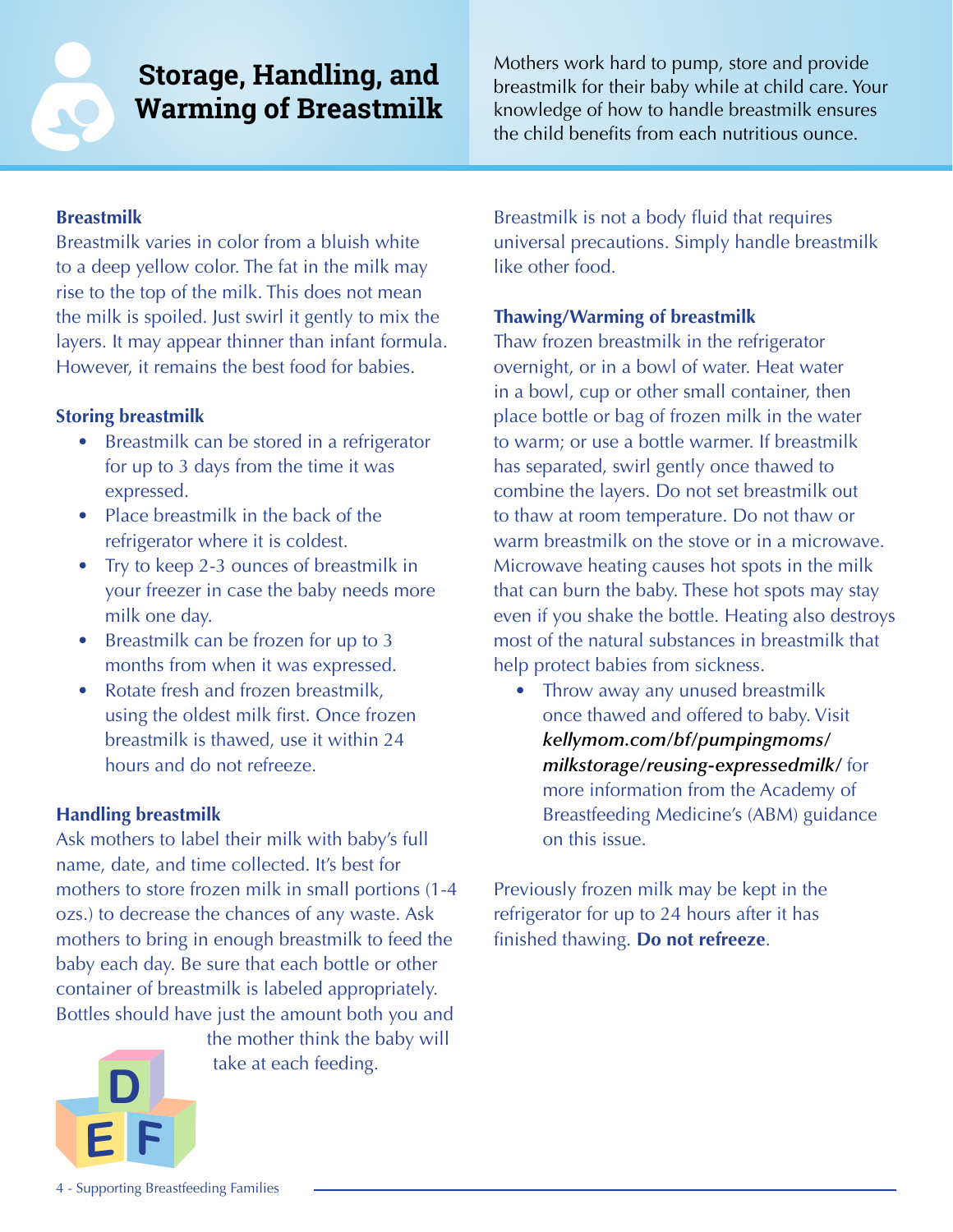# Storage, Handling, and Warming of Breastmilk

Mothers work hard to pump, store and provide breastmilk for their baby while at child care. Your knowledge of how to handle breastmilk ensures the child benefits from each nutritious ounce.

**Breastmilk**

Breastmilk varies in color from a bluish white to a deep yellow color. The fat in the milk may rise to the top of the milk. This does not mean the milk is spoiled. Just swirl it gently to mix the layers. It may appear thinner than infant formula. However, it remains the best food for babies.

**Storing breastmilk**

- Breastmilk can be stored in a refrigerator for up to 3 days from the time it was expressed.
- Place breastmilk in the back of the refrigerator where it is coldest.
- Try to keep 2-3 ounces of breastmilk in your freezer in case the baby needs more milk one day.
- Breastmilk can be frozen for up to 3 months from when it was expressed.
- Rotate fresh and frozen breastmilk, using the oldest milk first. Once frozen breastmilk is thawed, use it within 24 hours and do not refreeze.

**Handling breastmilk**

Ask mothers to label their milk with baby's full name, date, and time collected. It's best for mothers to store frozen milk in small portions (1-4 ozs.) to decrease the chances of any waste. Ask mothers to bring in enough breastmilk to feed the baby each day. Be sure that each bottle or other container of breastmilk is labeled appropriately. Bottles should have just the amount both you and the mother think the baby will take at each feeding.

Breastmilk is not a body fluid that requires universal precautions. Simply handle breastmilk like other food.

**Thawing/Warming of breastmilk**

Thaw frozen breastmilk in the refrigerator overnight, or in a bowl of water. Heat water in a bowl, cup or other small container, then place bottle or bag of frozen milk in the water to warm; or use a bottle warmer. If breastmilk has separated, swirl gently once thawed to combine the layers. Do not set breastmilk out to thaw at room temperature. Do not thaw or warm breastmilk on the stove or in a microwave. Microwave heating causes hot spots in the milk that can burn the baby. These hot spots may stay even if you shake the bottle. Heating also destroys most of the natural substances in breastmilk that help protect babies from sickness.

- Throw away any unused breastmilk once thawed and offered to baby. Visit ***kellymom.com/bf/pumpingmoms/milkstorage/reusing-expressedmilk/*** for more information from the Academy of Breastfeeding Medicine's (ABM) guidance on this issue.

Previously frozen milk may be kept in the refrigerator for up to 24 hours after it has finished thawing. **Do not refreeze**.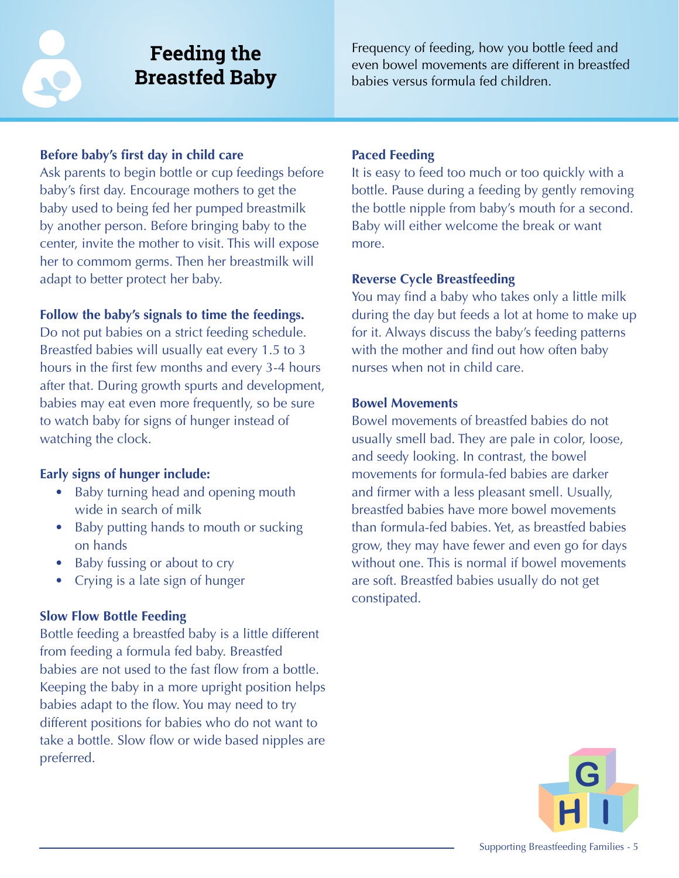# Feeding the Breastfed Baby

Frequency of feeding, how you bottle feed and even bowel movements are different in breastfed babies versus formula fed children.

**Before baby's first day in child care**

Ask parents to begin bottle or cup feedings before baby's first day. Encourage mothers to get the baby used to being fed her pumped breastmilk by another person. Before bringing baby to the center, invite the mother to visit. This will expose her to commom germs. Then her breastmilk will adapt to better protect her baby.

**Follow the baby's signals to time the feedings.**

Do not put babies on a strict feeding schedule. Breastfed babies will usually eat every 1.5 to 3 hours in the first few months and every 3-4 hours after that. During growth spurts and development, babies may eat even more frequently, so be sure to watch baby for signs of hunger instead of watching the clock.

**Early signs of hunger include:**

- Baby turning head and opening mouth wide in search of milk
- Baby putting hands to mouth or sucking on hands
- Baby fussing or about to cry
- Crying is a late sign of hunger

**Slow Flow Bottle Feeding**

Bottle feeding a breastfed baby is a little different from feeding a formula fed baby. Breastfed babies are not used to the fast flow from a bottle. Keeping the baby in a more upright position helps babies adapt to the flow. You may need to try different positions for babies who do not want to take a bottle. Slow flow or wide based nipples are preferred.

**Paced Feeding**

It is easy to feed too much or too quickly with a bottle. Pause during a feeding by gently removing the bottle nipple from baby's mouth for a second. Baby will either welcome the break or want more.

**Reverse Cycle Breastfeeding**

You may find a baby who takes only a little milk during the day but feeds a lot at home to make up for it. Always discuss the baby's feeding patterns with the mother and find out how often baby nurses when not in child care.

**Bowel Movements**

Bowel movements of breastfed babies do not usually smell bad. They are pale in color, loose, and seedy looking. In contrast, the bowel movements for formula-fed babies are darker and firmer with a less pleasant smell. Usually, breastfed babies have more bowel movements than formula-fed babies. Yet, as breastfed babies grow, they may have fewer and even go for days without one. This is normal if bowel movements are soft. Breastfed babies usually do not get constipated.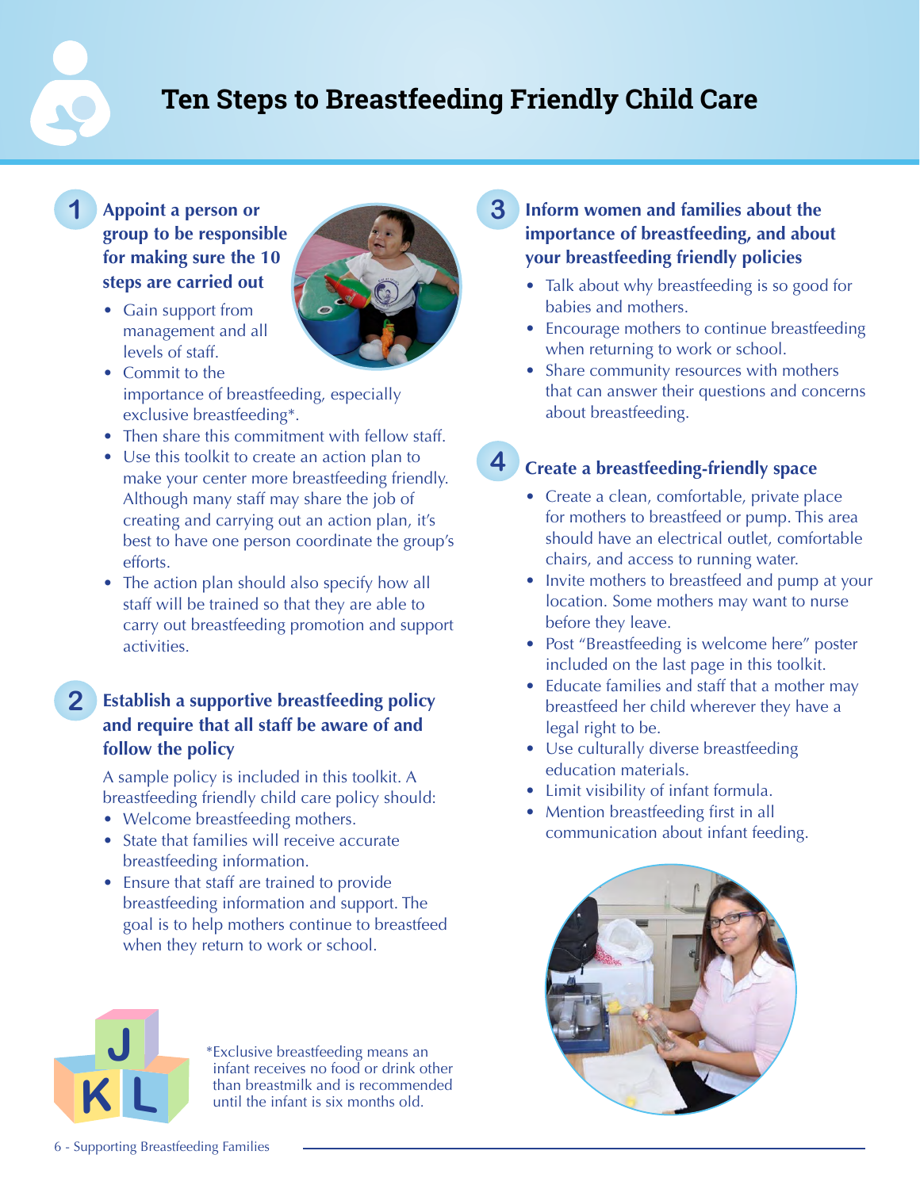# Ten Steps to Breastfeeding Friendly Child Care

## 1 Appoint a person or group to be responsible for making sure the 10 steps are carried out

- Gain support from management and all levels of staff.
- Commit to the importance of breastfeeding, especially exclusive breastfeeding*.
- Then share this commitment with fellow staff.
- Use this toolkit to create an action plan to make your center more breastfeeding friendly. Although many staff may share the job of creating and carrying out an action plan, it's best to have one person coordinate the group's efforts.
- The action plan should also specify how all staff will be trained so that they are able to carry out breastfeeding promotion and support activities.

## 2 Establish a supportive breastfeeding policy and require that all staff be aware of and follow the policy

A sample policy is included in this toolkit. A breastfeeding friendly child care policy should:

- Welcome breastfeeding mothers.
- State that families will receive accurate breastfeeding information.
- Ensure that staff are trained to provide breastfeeding information and support. The goal is to help mothers continue to breastfeed when they return to work or school.

*Exclusive breastfeeding means an infant receives no food or drink other than breastmilk and is recommended until the infant is six months old.

## 3 Inform women and families about the importance of breastfeeding, and about your breastfeeding friendly policies

- Talk about why breastfeeding is so good for babies and mothers.
- Encourage mothers to continue breastfeeding when returning to work or school.
- Share community resources with mothers that can answer their questions and concerns about breastfeeding.

## 4 Create a breastfeeding-friendly space

- Create a clean, comfortable, private place for mothers to breastfeed or pump. This area should have an electrical outlet, comfortable chairs, and access to running water.
- Invite mothers to breastfeed and pump at your location. Some mothers may want to nurse before they leave.
- Post "Breastfeeding is welcome here" poster included on the last page in this toolkit.
- Educate families and staff that a mother may breastfeed her child wherever they have a legal right to be.
- Use culturally diverse breastfeeding education materials.
- Limit visibility of infant formula.
- Mention breastfeeding first in all communication about infant feeding.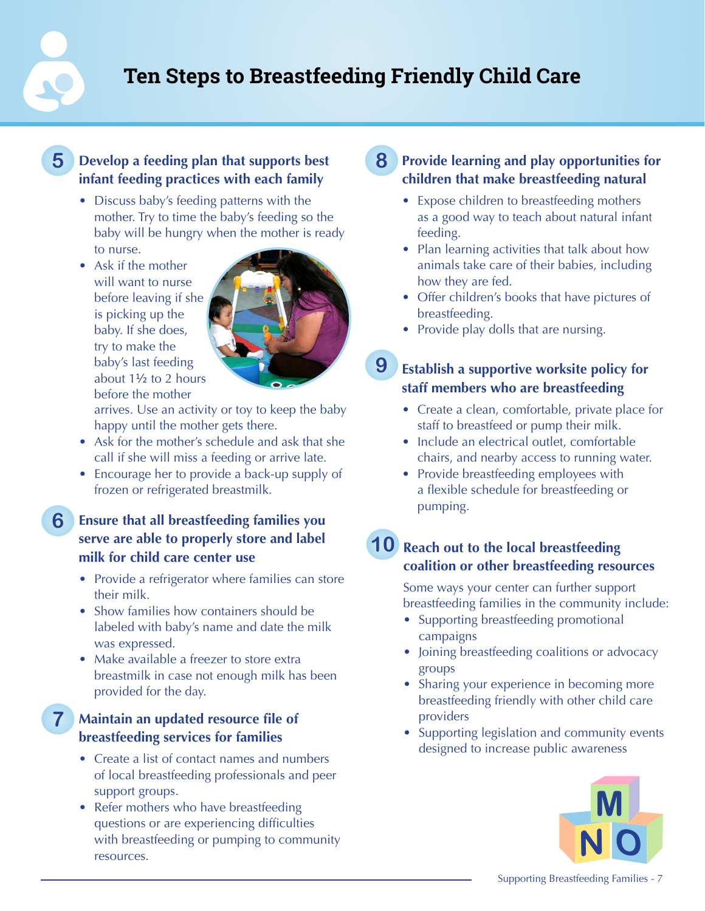# Ten Steps to Breastfeeding Friendly Child Care

## 5 Develop a feeding plan that supports best infant feeding practices with each family

- Discuss baby's feeding patterns with the mother. Try to time the baby's feeding so the baby will be hungry when the mother is ready to nurse.
- Ask if the mother will want to nurse before leaving if she is picking up the baby. If she does, try to make the baby's last feeding about 1½ to 2 hours before the mother arrives. Use an activity or toy to keep the baby happy until the mother gets there.
- Ask for the mother's schedule and ask that she call if she will miss a feeding or arrive late.
- Encourage her to provide a back-up supply of frozen or refrigerated breastmilk.

## 6 Ensure that all breastfeeding families you serve are able to properly store and label milk for child care center use

- Provide a refrigerator where families can store their milk.
- Show families how containers should be labeled with baby's name and date the milk was expressed.
- Make available a freezer to store extra breastmilk in case not enough milk has been provided for the day.

## 7 Maintain an updated resource file of breastfeeding services for families

- Create a list of contact names and numbers of local breastfeeding professionals and peer support groups.
- Refer mothers who have breastfeeding questions or are experiencing difficulties with breastfeeding or pumping to community resources.

## 8 Provide learning and play opportunities for children that make breastfeeding natural

- Expose children to breastfeeding mothers as a good way to teach about natural infant feeding.
- Plan learning activities that talk about how animals take care of their babies, including how they are fed.
- Offer children's books that have pictures of breastfeeding.
- Provide play dolls that are nursing.

## 9 Establish a supportive worksite policy for staff members who are breastfeeding

- Create a clean, comfortable, private place for staff to breastfeed or pump their milk.
- Include an electrical outlet, comfortable chairs, and nearby access to running water.
- Provide breastfeeding employees with a flexible schedule for breastfeeding or pumping.

## 10 Reach out to the local breastfeeding coalition or other breastfeeding resources

Some ways your center can further support breastfeeding families in the community include:

- Supporting breastfeeding promotional campaigns
- Joining breastfeeding coalitions or advocacy groups
- Sharing your experience in becoming more breastfeeding friendly with other child care providers
- Supporting legislation and community events designed to increase public awareness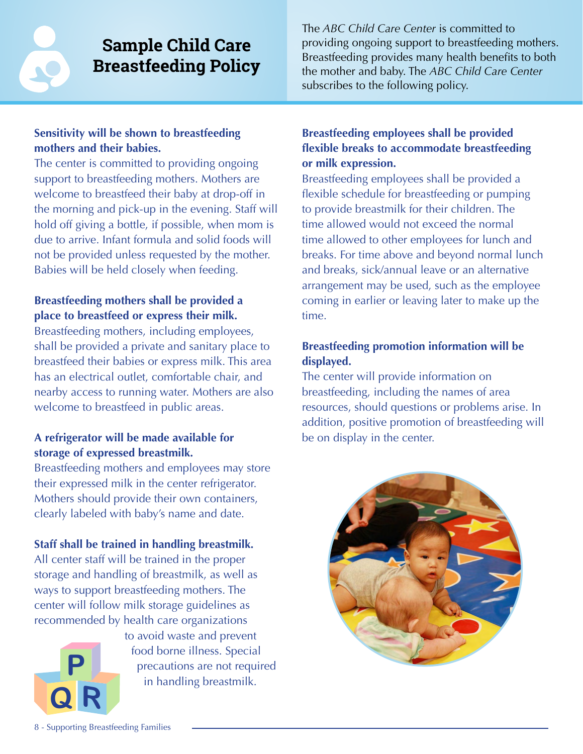# Sample Child Care Breastfeeding Policy

The *ABC Child Care Center* is committed to providing ongoing support to breastfeeding mothers. Breastfeeding provides many health benefits to both the mother and baby. The *ABC Child Care Center* subscribes to the following policy.

**Sensitivity will be shown to breastfeeding mothers and their babies.**

The center is committed to providing ongoing support to breastfeeding mothers. Mothers are welcome to breastfeed their baby at drop-off in the morning and pick-up in the evening. Staff will hold off giving a bottle, if possible, when mom is due to arrive. Infant formula and solid foods will not be provided unless requested by the mother. Babies will be held closely when feeding.

**Breastfeeding mothers shall be provided a place to breastfeed or express their milk.**

Breastfeeding mothers, including employees, shall be provided a private and sanitary place to breastfeed their babies or express milk. This area has an electrical outlet, comfortable chair, and nearby access to running water. Mothers are also welcome to breastfeed in public areas.

**A refrigerator will be made available for storage of expressed breastmilk.**

Breastfeeding mothers and employees may store their expressed milk in the center refrigerator. Mothers should provide their own containers, clearly labeled with baby's name and date.

**Staff shall be trained in handling breastmilk.**

All center staff will be trained in the proper storage and handling of breastmilk, as well as ways to support breastfeeding mothers. The center will follow milk storage guidelines as recommended by health care organizations to avoid waste and prevent food borne illness. Special precautions are not required in handling breastmilk.

**Breastfeeding employees shall be provided flexible breaks to accommodate breastfeeding or milk expression.**

Breastfeeding employees shall be provided a flexible schedule for breastfeeding or pumping to provide breastmilk for their children. The time allowed would not exceed the normal time allowed to other employees for lunch and breaks. For time above and beyond normal lunch and breaks, sick/annual leave or an alternative arrangement may be used, such as the employee coming in earlier or leaving later to make up the time.

**Breastfeeding promotion information will be displayed.**

The center will provide information on breastfeeding, including the names of area resources, should questions or problems arise. In addition, positive promotion of breastfeeding will be on display in the center.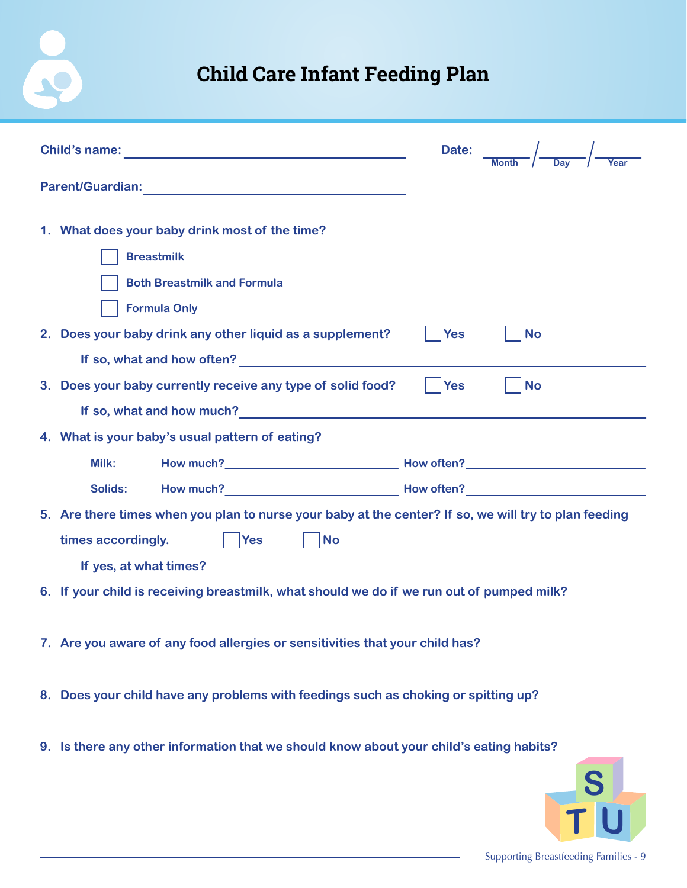# Child Care Infant Feeding Plan

**Child's name:** ______________________________ **Date:** ______ / ______ / ______
(Month / Day / Year)

**Parent/Guardian:** ______________________________

1. **What does your baby drink most of the time?**
   - [ ] Breastmilk
   - [ ] Both Breastmilk and Formula
   - [ ] Formula Only

2. **Does your baby drink any other liquid as a supplement?** [ ] Yes [ ] No

   If so, what and how often? ______________________________

3. **Does your baby currently receive any type of solid food?** [ ] Yes [ ] No

   If so, what and how much? ______________________________

4. **What is your baby's usual pattern of eating?**

   Milk: How much? ______________ How often? ______________

   Solids: How much? ______________ How often? ______________

5. **Are there times when you plan to nurse your baby at the center? If so, we will try to plan feeding times accordingly.** [ ] Yes [ ] No

   If yes, at what times? ______________________________

6. **If your child is receiving breastmilk, what should we do if we run out of pumped milk?**

7. **Are you aware of any food allergies or sensitivities that your child has?**

8. **Does your child have any problems with feedings such as choking or spitting up?**

9. **Is there any other information that we should know about your child's eating habits?**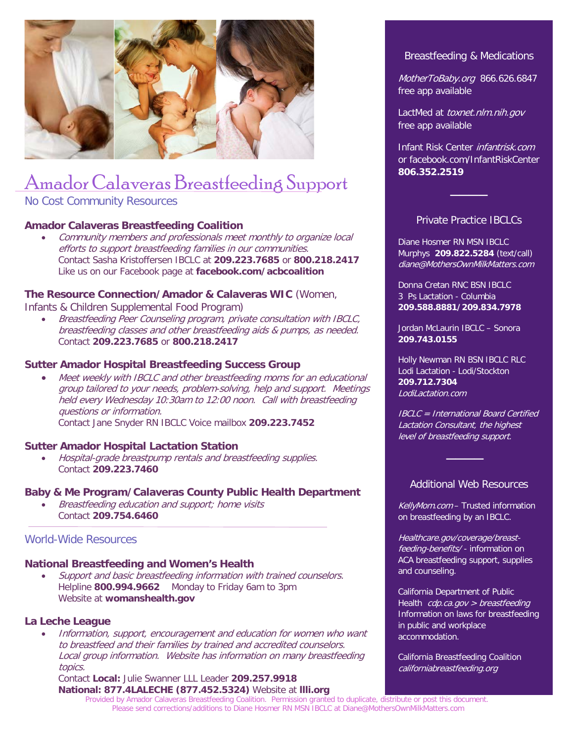# Amador Calaveras Breastfeeding Support

No Cost Community Resources

### Amador Calaveras Breastfeeding Coalition

- *Community members and professionals meet monthly to organize local efforts to support breastfeeding families in our communities.*
  Contact Sasha Kristoffersen IBCLC at **209.223.7685** or **800.218.2417**
  Like us on our Facebook page at **facebook.com/acbcoalition**

### The Resource Connection/Amador & Calaveras WIC (Women, Infants & Children Supplemental Food Program)

- *Breastfeeding Peer Counseling program, private consultation with IBCLC, breastfeeding classes and other breastfeeding aids & pumps, as needed.*
  Contact **209.223.7685** or **800.218.2417**

### Sutter Amador Hospital Breastfeeding Success Group

- *Meet weekly with IBCLC and other breastfeeding moms for an educational group tailored to your needs, problem-solving, help and support. Meetings held every Wednesday 10:30am to 12:00 noon. Call with breastfeeding questions or information.*
  Contact Jane Snyder RN IBCLC Voice mailbox **209.223.7452**

### Sutter Amador Hospital Lactation Station

- *Hospital-grade breastpump rentals and breastfeeding supplies.*
  Contact **209.223.7460**

### Baby & Me Program/Calaveras County Public Health Department

- *Breastfeeding education and support; home visits*
  Contact **209.754.6460**

World-Wide Resources

### National Breastfeeding and Women's Health

- *Support and basic breastfeeding information with trained counselors.*
  Helpline **800.994.9662** Monday to Friday 6am to 3pm
  Website at **womanshealth.gov**

### La Leche League

- *Information, support, encouragement and education for women who want to breastfeed and their families by trained and accredited counselors. Local group information. Website has information on many breastfeeding topics.*
  Contact **Local:** Julie Swanner LLL Leader **209.257.9918**
  **National: 877.4LALECHE (877.452.5324)** Website at **llli.org**

## Breastfeeding & Medications

*MotherToBaby.org* 866.626.6847
free app available

LactMed at *toxnet.nlm.nih.gov*
free app available

Infant Risk Center *infantrisk.com*
or facebook.com/InfantRiskCenter
**806.352.2519**

## Private Practice IBCLCs

Diane Hosmer RN MSN IBCLC
Murphys **209.822.5284** (text/call)
*diane@MothersOwnMilkMatters.com*

Donna Cretan RNC BSN IBCLC
3 Ps Lactation - Columbia
**209.588.8881/209.834.7978**

Jordan McLaurin IBCLC – Sonora
**209.743.0155**

Holly Newman RN BSN IBCLC RLC
Lodi Lactation - Lodi/Stockton
**209.712.7304**
*LodiLactation.com*

*IBCLC = International Board Certified Lactation Consultant, the highest level of breastfeeding support.*

## Additional Web Resources

*KellyMom.com* – Trusted information on breastfeeding by an IBCLC.

*Healthcare.gov/coverage/breast-feeding-benefits/* - information on ACA breastfeeding support, supplies and counseling.

California Department of Public Health *cdp.ca.gov > breastfeeding* Information on laws for breastfeeding in public and workplace accommodation.

California Breastfeeding Coalition
*californiabreastfeeding.org*

Provided by Amador Calaveras Breastfeeding Coalition. Permission granted to duplicate, distribute or post this document.
Please send corrections/additions to Diane Hosmer RN MSN IBCLC at Diane@MothersOwnMilkMatters.com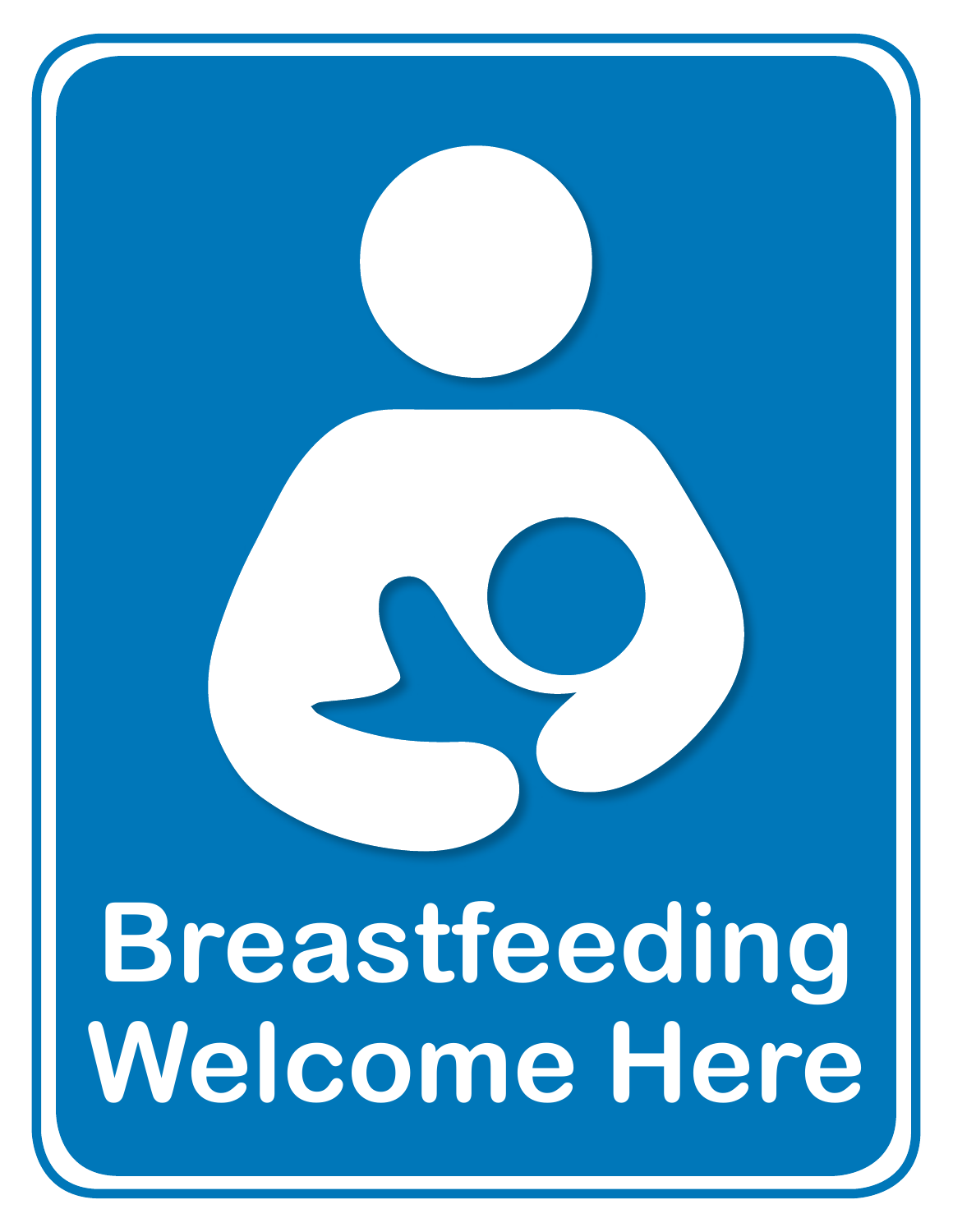# Breastfeeding Welcome Here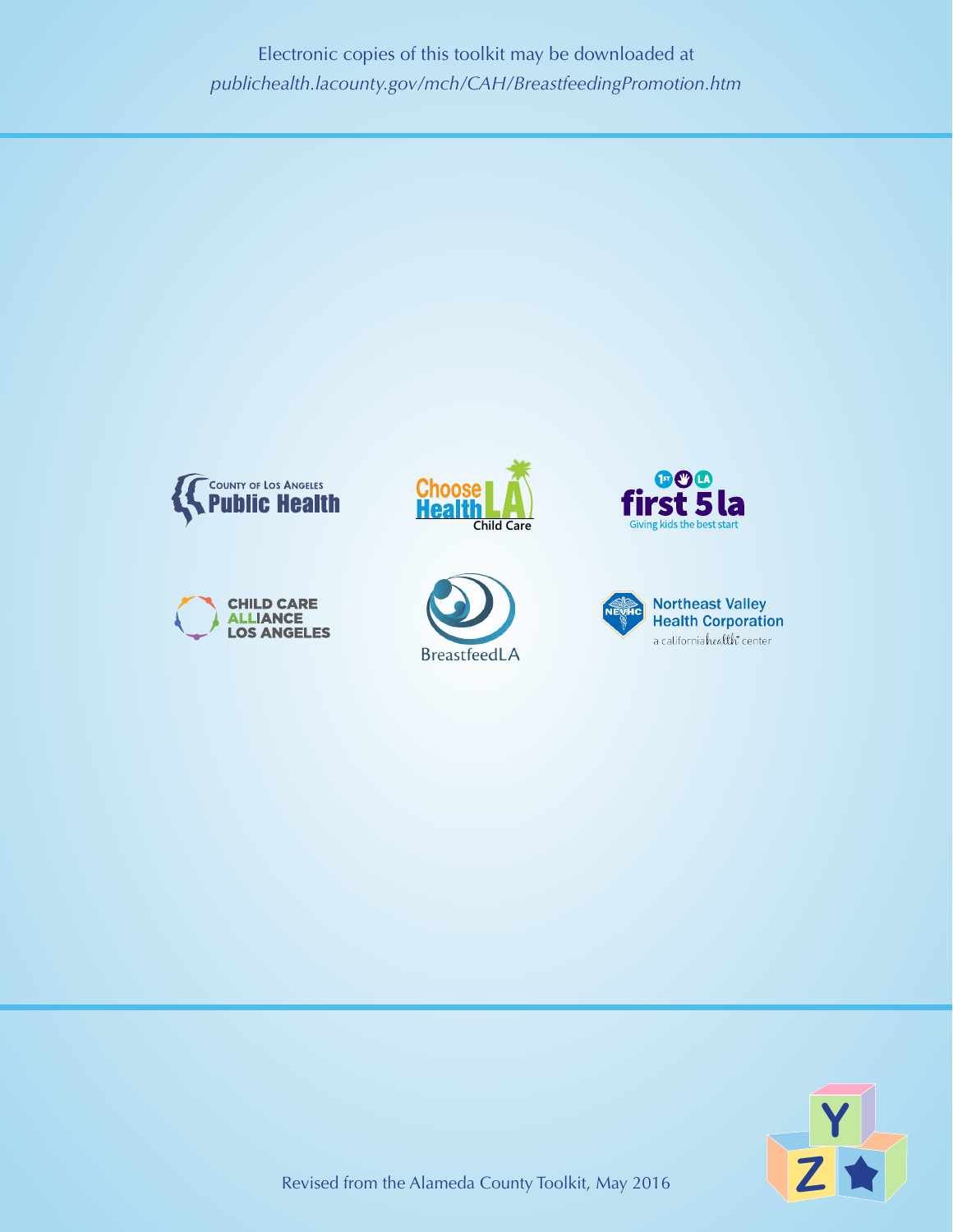Electronic copies of this toolkit may be downloaded at
*publichealth.lacounty.gov/mch/CAH/BreastfeedingPromotion.htm*

COUNTY OF LOS ANGELES Public Health

Choose Health LA Child Care

first 5 la
Giving kids the best start

CHILD CARE ALLIANCE LOS ANGELES

BreastfeedLA

Northeast Valley Health Corporation
a california health center

Revised from the Alameda County Toolkit, May 2016